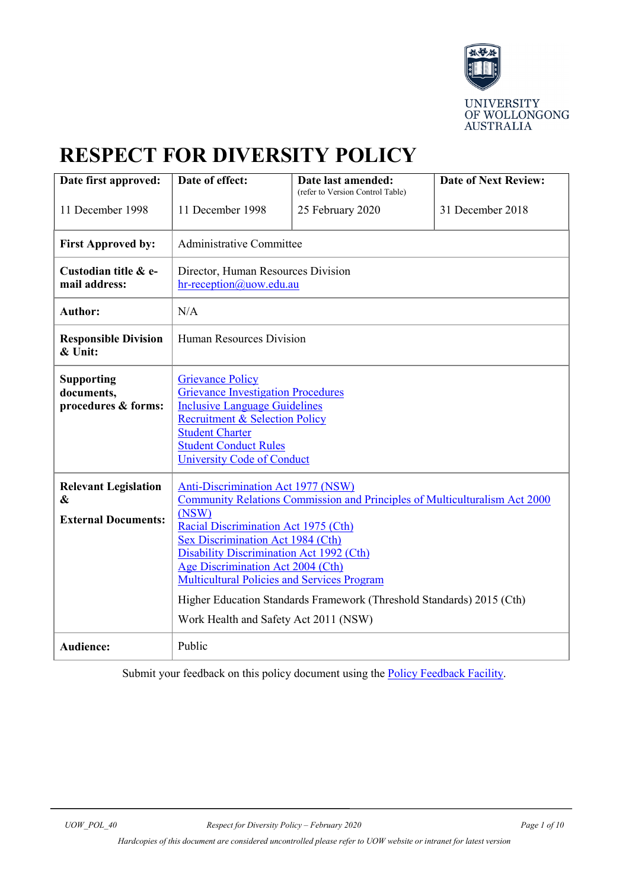UNIVERSITY OF WOLLONGONG AUSTRALIA

# RESPECT FOR DIVERSITY POLICY

| **Date first approved:** | **Date of effect:** | **Date last amended:** (refer to Version Control Table) | **Date of Next Review:** |
|---|---|---|---|
| 11 December 1998 | 11 December 1998 | 25 February 2020 | 31 December 2018 |

| | |
|---|---|
| **First Approved by:** | Administrative Committee |
| **Custodian title & e-mail address:** | Director, Human Resources Division<br>hr-reception@uow.edu.au |
| **Author:** | N/A |
| **Responsible Division & Unit:** | Human Resources Division |
| **Supporting documents, procedures & forms:** | Grievance Policy<br>Grievance Investigation Procedures<br>Inclusive Language Guidelines<br>Recruitment & Selection Policy<br>Student Charter<br>Student Conduct Rules<br>University Code of Conduct |
| **Relevant Legislation & External Documents:** | Anti-Discrimination Act 1977 (NSW)<br>Community Relations Commission and Principles of Multiculturalism Act 2000 (NSW)<br>Racial Discrimination Act 1975 (Cth)<br>Sex Discrimination Act 1984 (Cth)<br>Disability Discrimination Act 1992 (Cth)<br>Age Discrimination Act 2004 (Cth)<br>Multicultural Policies and Services Program<br>Higher Education Standards Framework (Threshold Standards) 2015 (Cth)<br>Work Health and Safety Act 2011 (NSW) |
| **Audience:** | Public |

Submit your feedback on this policy document using the Policy Feedback Facility.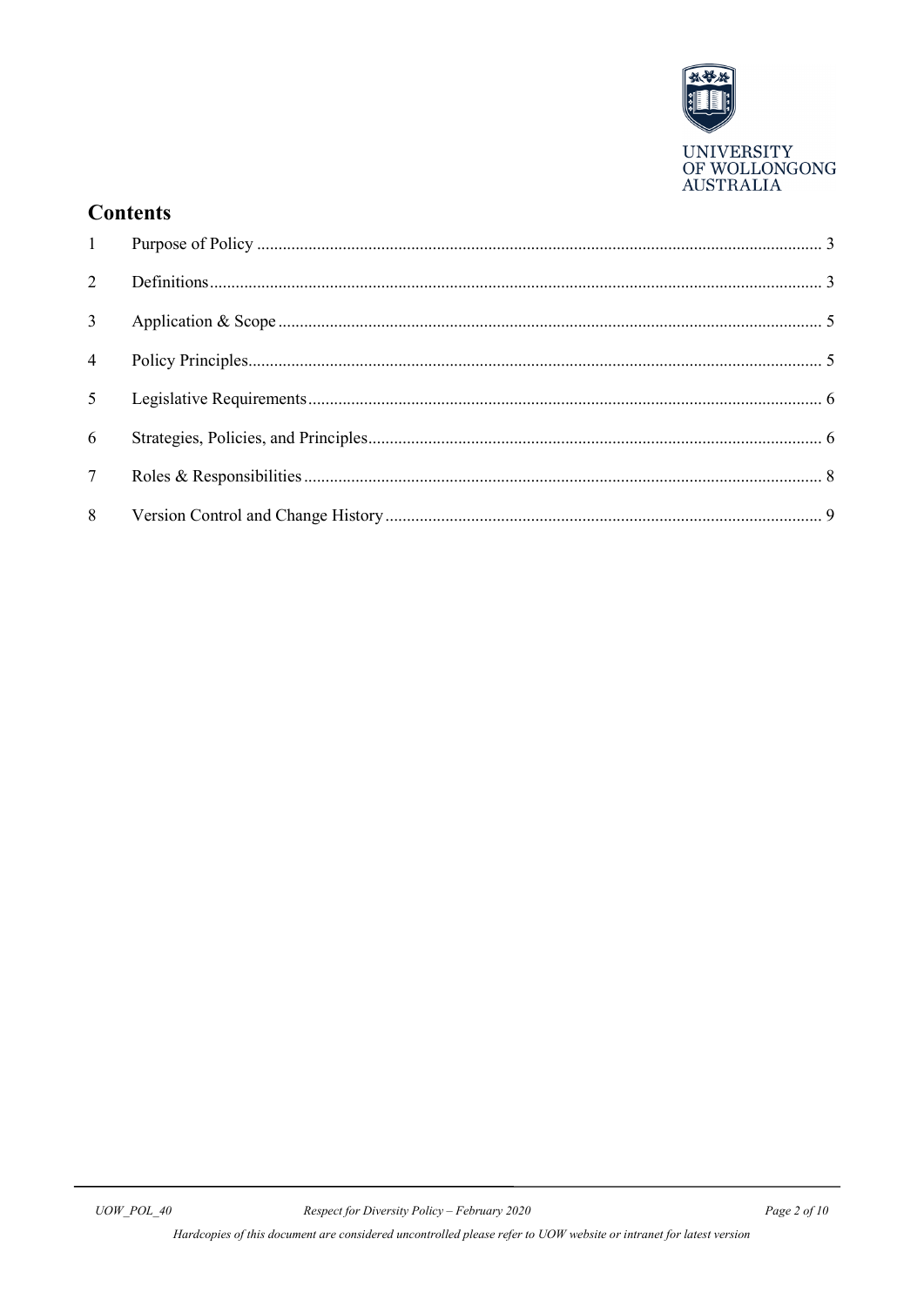## Contents

| | | |
|---|---|---|
| 1 | Purpose of Policy | 3 |
| 2 | Definitions | 3 |
| 3 | Application & Scope | 5 |
| 4 | Policy Principles | 5 |
| 5 | Legislative Requirements | 6 |
| 6 | Strategies, Policies, and Principles | 6 |
| 7 | Roles & Responsibilities | 8 |
| 8 | Version Control and Change History | 9 |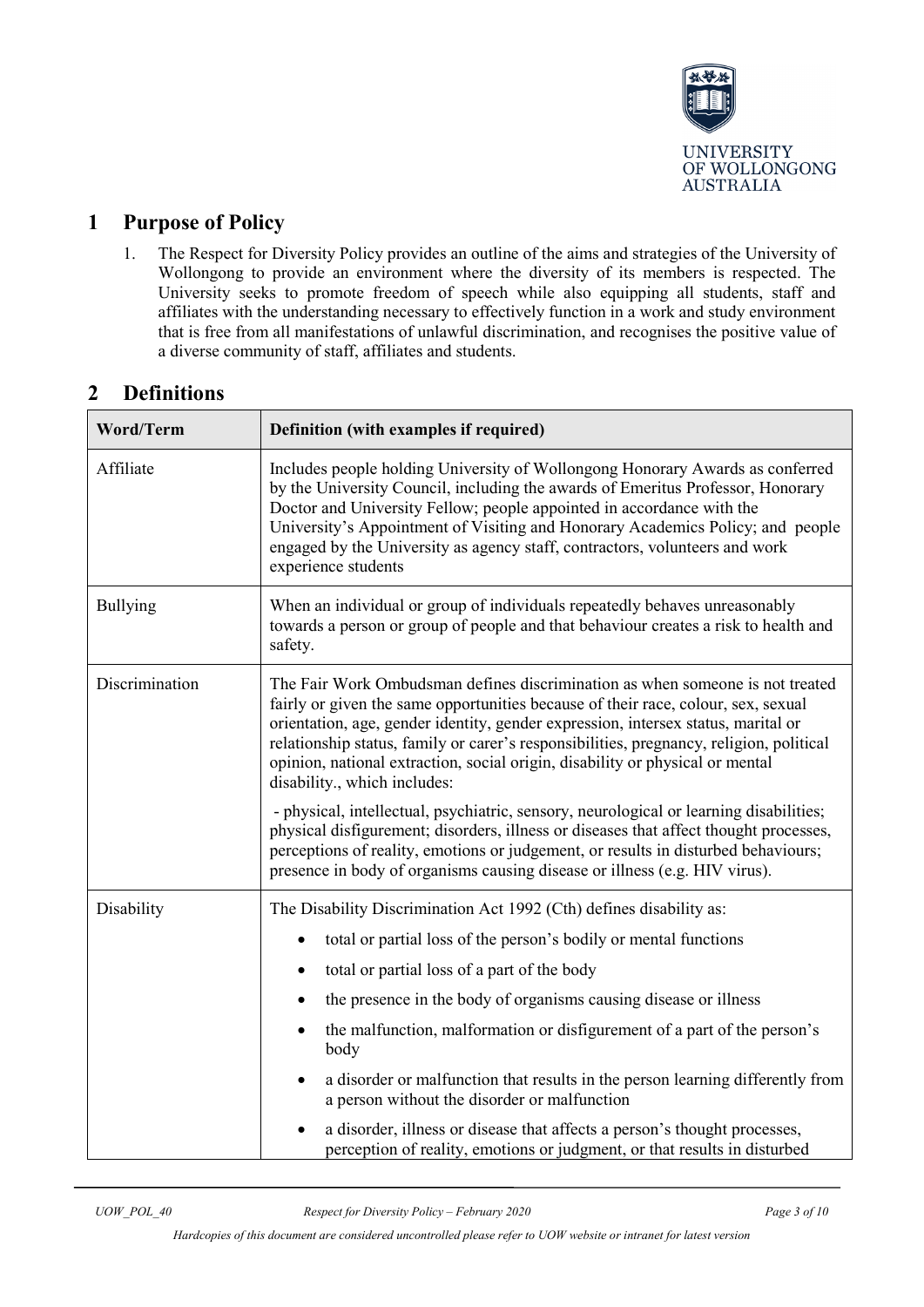## 1 Purpose of Policy

1. The Respect for Diversity Policy provides an outline of the aims and strategies of the University of Wollongong to provide an environment where the diversity of its members is respected. The University seeks to promote freedom of speech while also equipping all students, staff and affiliates with the understanding necessary to effectively function in a work and study environment that is free from all manifestations of unlawful discrimination, and recognises the positive value of a diverse community of staff, affiliates and students.

## 2 Definitions

| Word/Term | Definition (with examples if required) |
|---|---|
| Affiliate | Includes people holding University of Wollongong Honorary Awards as conferred by the University Council, including the awards of Emeritus Professor, Honorary Doctor and University Fellow; people appointed in accordance with the University's Appointment of Visiting and Honorary Academics Policy; and people engaged by the University as agency staff, contractors, volunteers and work experience students |
| Bullying | When an individual or group of individuals repeatedly behaves unreasonably towards a person or group of people and that behaviour creates a risk to health and safety. |
| Discrimination | The Fair Work Ombudsman defines discrimination as when someone is not treated fairly or given the same opportunities because of their race, colour, sex, sexual orientation, age, gender identity, gender expression, intersex status, marital or relationship status, family or carer's responsibilities, pregnancy, religion, political opinion, national extraction, social origin, disability or physical or mental disability., which includes:<br><br>- physical, intellectual, psychiatric, sensory, neurological or learning disabilities; physical disfigurement; disorders, illness or diseases that affect thought processes, perceptions of reality, emotions or judgement, or results in disturbed behaviours; presence in body of organisms causing disease or illness (e.g. HIV virus). |
| Disability | The Disability Discrimination Act 1992 (Cth) defines disability as:<br>• total or partial loss of the person's bodily or mental functions<br>• total or partial loss of a part of the body<br>• the presence in the body of organisms causing disease or illness<br>• the malfunction, malformation or disfigurement of a part of the person's body<br>• a disorder or malfunction that results in the person learning differently from a person without the disorder or malfunction<br>• a disorder, illness or disease that affects a person's thought processes, perception of reality, emotions or judgment, or that results in disturbed |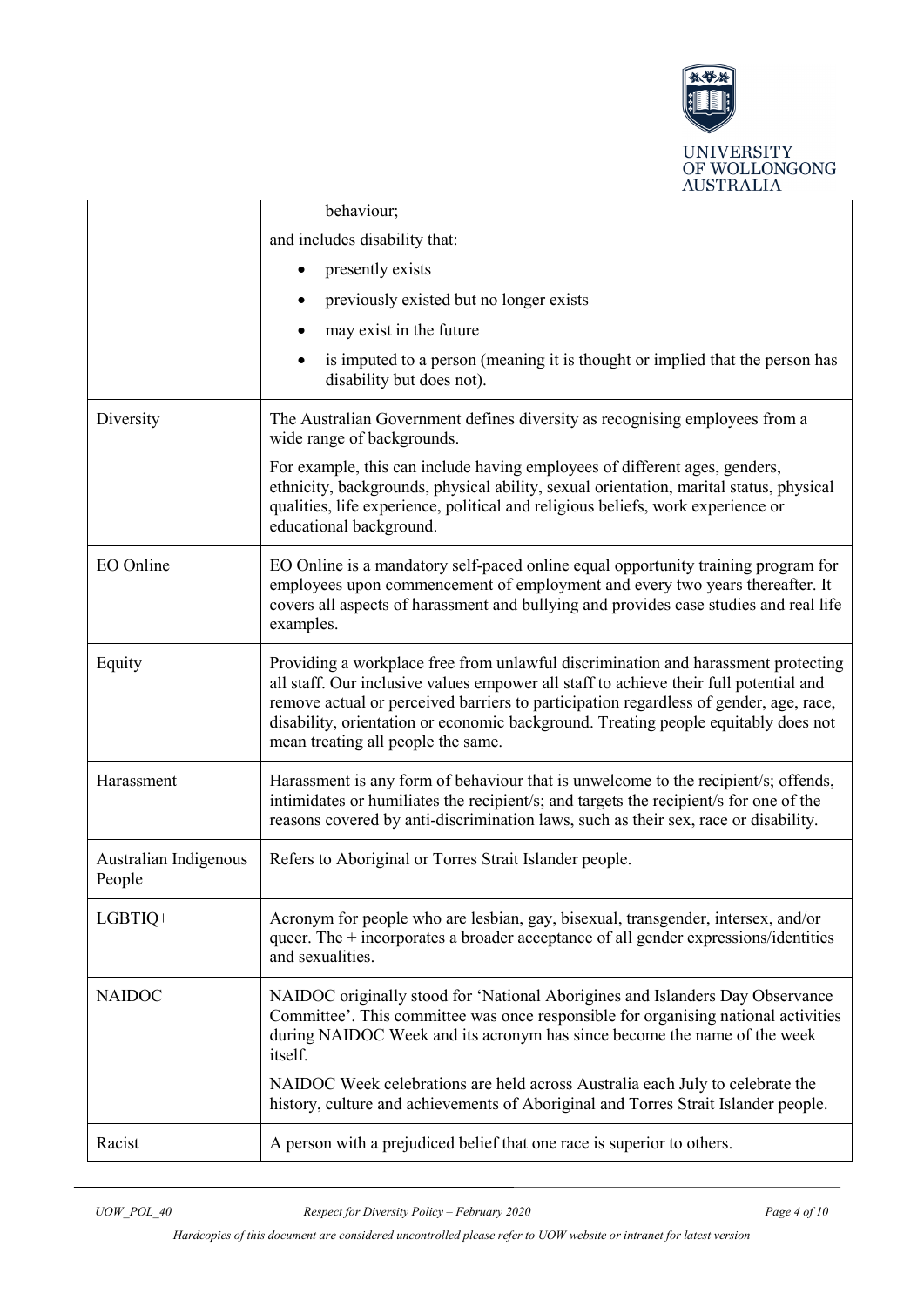| | |
|---|---|
| | behaviour;<br><br>and includes disability that:<br><br>• presently exists<br>• previously existed but no longer exists<br>• may exist in the future<br>• is imputed to a person (meaning it is thought or implied that the person has disability but does not). |
| Diversity | The Australian Government defines diversity as recognising employees from a wide range of backgrounds.<br><br>For example, this can include having employees of different ages, genders, ethnicity, backgrounds, physical ability, sexual orientation, marital status, physical qualities, life experience, political and religious beliefs, work experience or educational background. |
| EO Online | EO Online is a mandatory self-paced online equal opportunity training program for employees upon commencement of employment and every two years thereafter. It covers all aspects of harassment and bullying and provides case studies and real life examples. |
| Equity | Providing a workplace free from unlawful discrimination and harassment protecting all staff. Our inclusive values empower all staff to achieve their full potential and remove actual or perceived barriers to participation regardless of gender, age, race, disability, orientation or economic background. Treating people equitably does not mean treating all people the same. |
| Harassment | Harassment is any form of behaviour that is unwelcome to the recipient/s; offends, intimidates or humiliates the recipient/s; and targets the recipient/s for one of the reasons covered by anti-discrimination laws, such as their sex, race or disability. |
| Australian Indigenous People | Refers to Aboriginal or Torres Strait Islander people. |
| LGBTIQ+ | Acronym for people who are lesbian, gay, bisexual, transgender, intersex, and/or queer. The + incorporates a broader acceptance of all gender expressions/identities and sexualities. |
| NAIDOC | NAIDOC originally stood for 'National Aborigines and Islanders Day Observance Committee'. This committee was once responsible for organising national activities during NAIDOC Week and its acronym has since become the name of the week itself.<br><br>NAIDOC Week celebrations are held across Australia each July to celebrate the history, culture and achievements of Aboriginal and Torres Strait Islander people. |
| Racist | A person with a prejudiced belief that one race is superior to others. |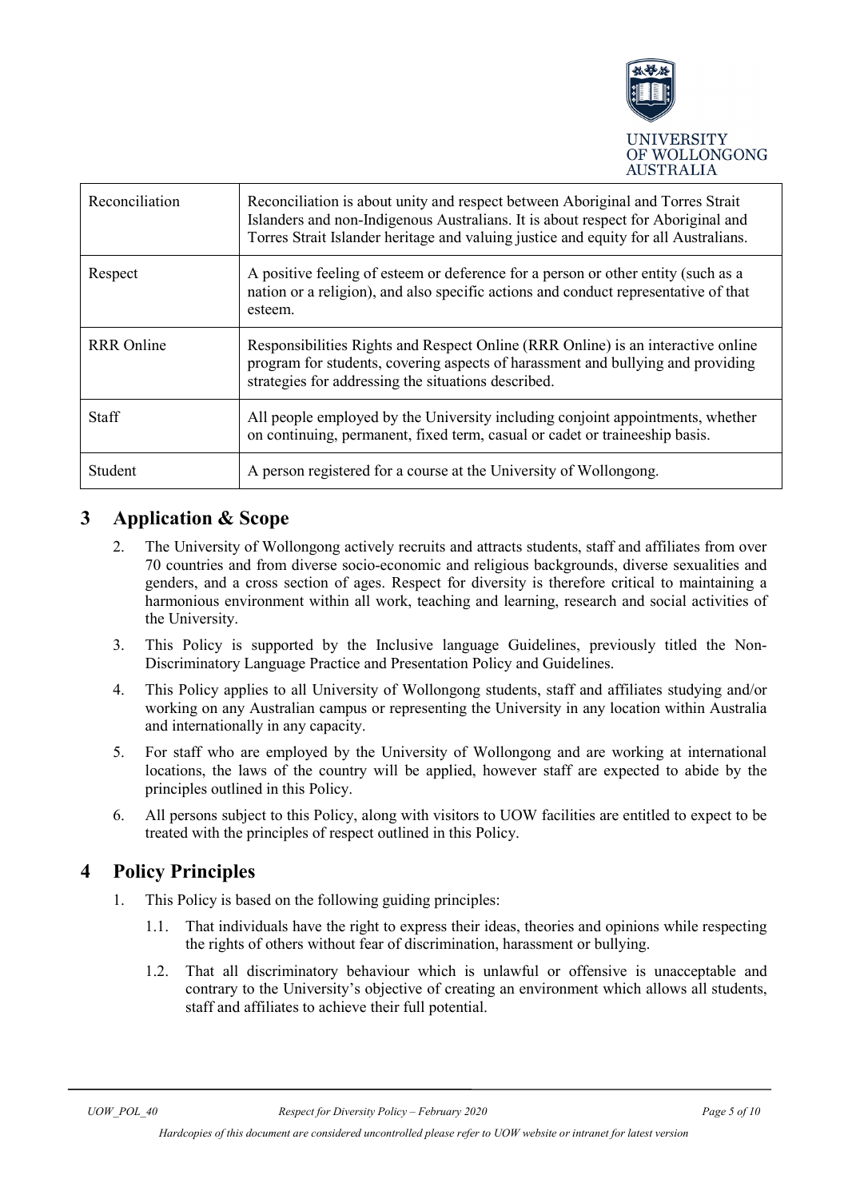| Reconciliation | Reconciliation is about unity and respect between Aboriginal and Torres Strait Islanders and non-Indigenous Australians. It is about respect for Aboriginal and Torres Strait Islander heritage and valuing justice and equity for all Australians. |
|---|---|
| Respect | A positive feeling of esteem or deference for a person or other entity (such as a nation or a religion), and also specific actions and conduct representative of that esteem. |
| RRR Online | Responsibilities Rights and Respect Online (RRR Online) is an interactive online program for students, covering aspects of harassment and bullying and providing strategies for addressing the situations described. |
| Staff | All people employed by the University including conjoint appointments, whether on continuing, permanent, fixed term, casual or cadet or traineeship basis. |
| Student | A person registered for a course at the University of Wollongong. |

# 3 Application & Scope

2. The University of Wollongong actively recruits and attracts students, staff and affiliates from over 70 countries and from diverse socio-economic and religious backgrounds, diverse sexualities and genders, and a cross section of ages. Respect for diversity is therefore critical to maintaining a harmonious environment within all work, teaching and learning, research and social activities of the University.
3. This Policy is supported by the Inclusive language Guidelines, previously titled the Non-Discriminatory Language Practice and Presentation Policy and Guidelines.
4. This Policy applies to all University of Wollongong students, staff and affiliates studying and/or working on any Australian campus or representing the University in any location within Australia and internationally in any capacity.
5. For staff who are employed by the University of Wollongong and are working at international locations, the laws of the country will be applied, however staff are expected to abide by the principles outlined in this Policy.
6. All persons subject to this Policy, along with visitors to UOW facilities are entitled to expect to be treated with the principles of respect outlined in this Policy.

# 4 Policy Principles

1. This Policy is based on the following guiding principles:
   - 1.1. That individuals have the right to express their ideas, theories and opinions while respecting the rights of others without fear of discrimination, harassment or bullying.
   - 1.2. That all discriminatory behaviour which is unlawful or offensive is unacceptable and contrary to the University's objective of creating an environment which allows all students, staff and affiliates to achieve their full potential.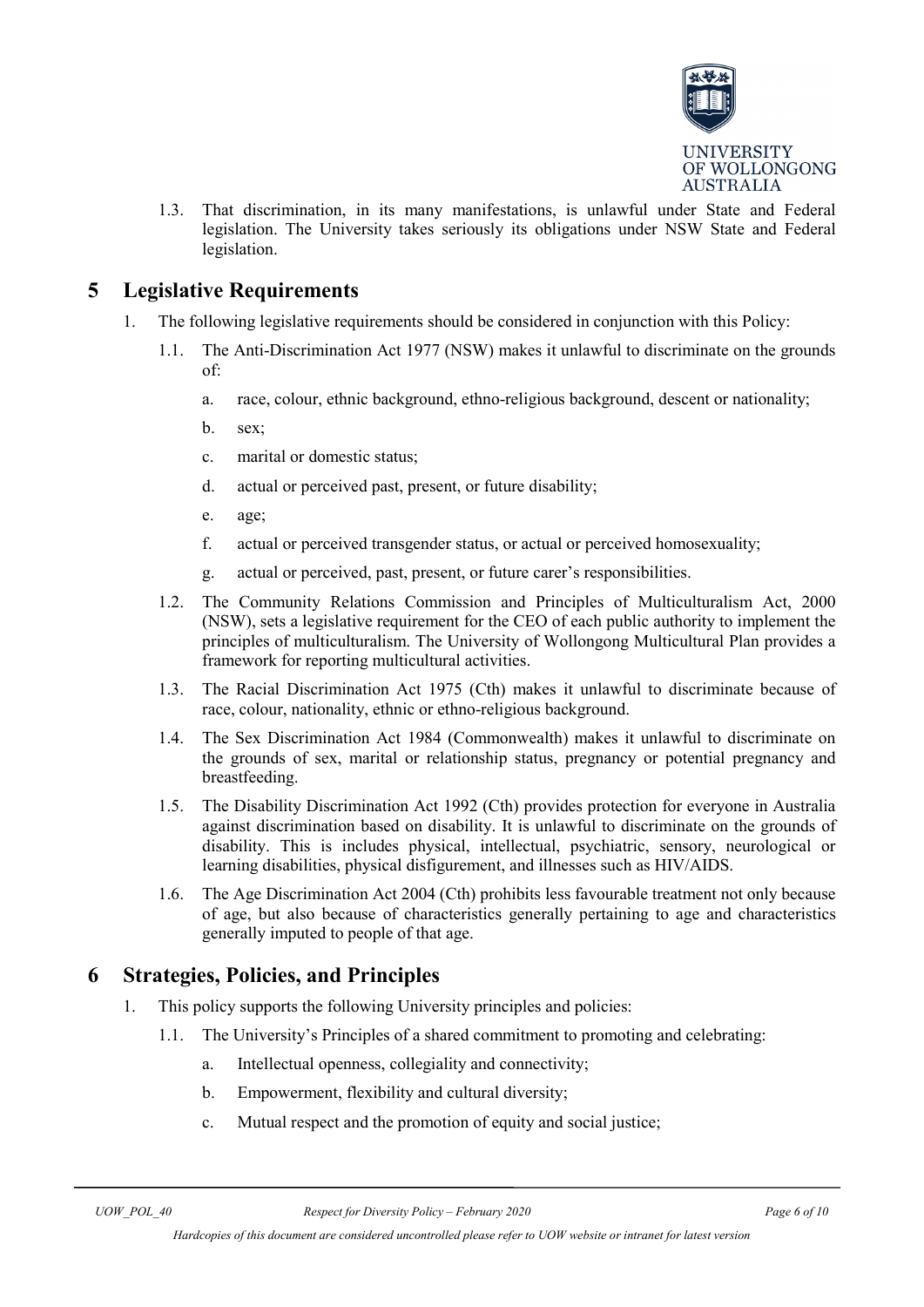1.3. That discrimination, in its many manifestations, is unlawful under State and Federal legislation. The University takes seriously its obligations under NSW State and Federal legislation.

## 5 Legislative Requirements

1. The following legislative requirements should be considered in conjunction with this Policy:

   1.1. The Anti-Discrimination Act 1977 (NSW) makes it unlawful to discriminate on the grounds of:

      a. race, colour, ethnic background, ethno-religious background, descent or nationality;

      b. sex;

      c. marital or domestic status;

      d. actual or perceived past, present, or future disability;

      e. age;

      f. actual or perceived transgender status, or actual or perceived homosexuality;

      g. actual or perceived, past, present, or future carer's responsibilities.

   1.2. The Community Relations Commission and Principles of Multiculturalism Act, 2000 (NSW), sets a legislative requirement for the CEO of each public authority to implement the principles of multiculturalism. The University of Wollongong Multicultural Plan provides a framework for reporting multicultural activities.

   1.3. The Racial Discrimination Act 1975 (Cth) makes it unlawful to discriminate because of race, colour, nationality, ethnic or ethno-religious background.

   1.4. The Sex Discrimination Act 1984 (Commonwealth) makes it unlawful to discriminate on the grounds of sex, marital or relationship status, pregnancy or potential pregnancy and breastfeeding.

   1.5. The Disability Discrimination Act 1992 (Cth) provides protection for everyone in Australia against discrimination based on disability. It is unlawful to discriminate on the grounds of disability. This is includes physical, intellectual, psychiatric, sensory, neurological or learning disabilities, physical disfigurement, and illnesses such as HIV/AIDS.

   1.6. The Age Discrimination Act 2004 (Cth) prohibits less favourable treatment not only because of age, but also because of characteristics generally pertaining to age and characteristics generally imputed to people of that age.

## 6 Strategies, Policies, and Principles

1. This policy supports the following University principles and policies:

   1.1. The University's Principles of a shared commitment to promoting and celebrating:

      a. Intellectual openness, collegiality and connectivity;

      b. Empowerment, flexibility and cultural diversity;

      c. Mutual respect and the promotion of equity and social justice;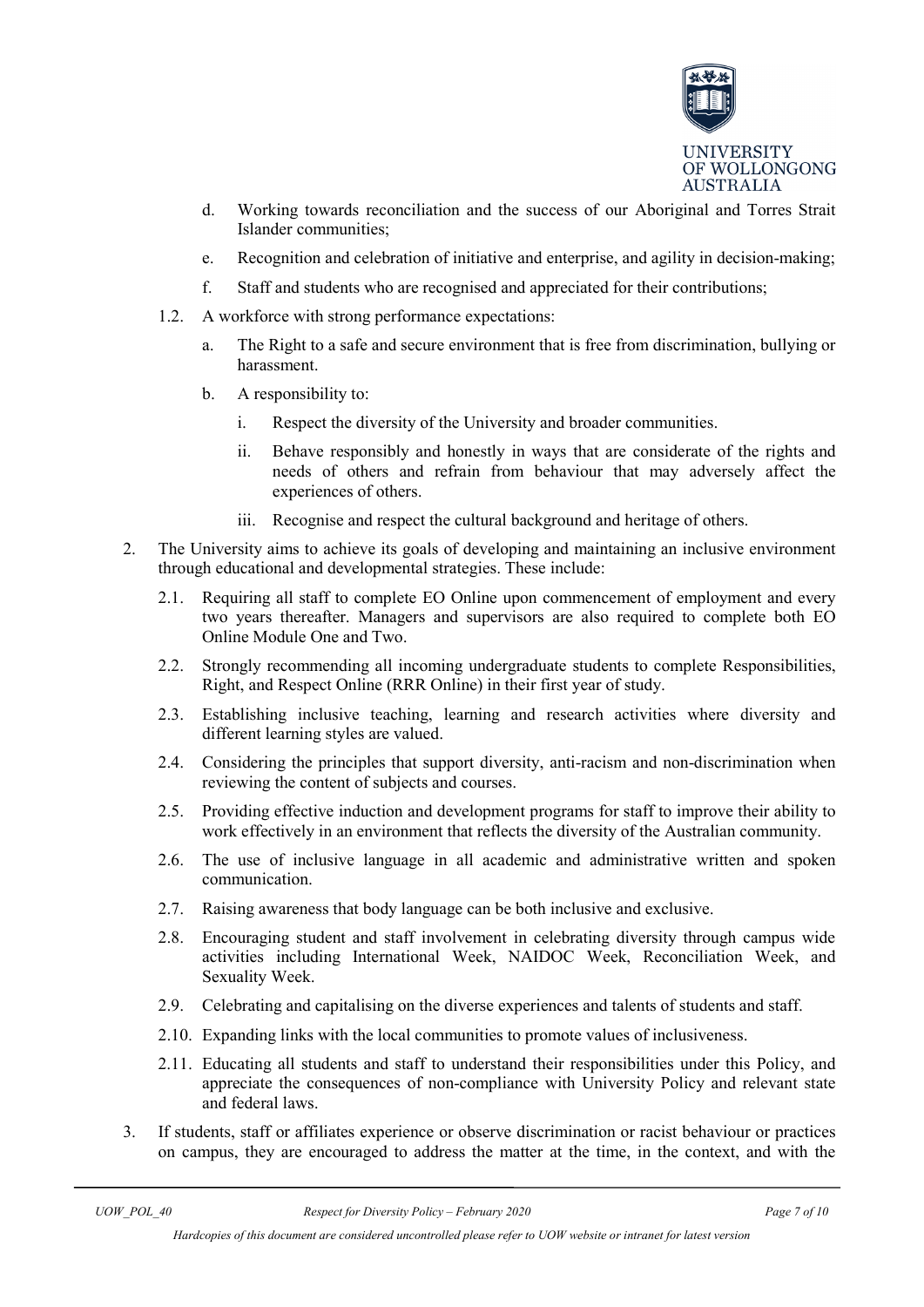d. Working towards reconciliation and the success of our Aboriginal and Torres Strait Islander communities;

e. Recognition and celebration of initiative and enterprise, and agility in decision-making;

f. Staff and students who are recognised and appreciated for their contributions;

1.2. A workforce with strong performance expectations:

a. The Right to a safe and secure environment that is free from discrimination, bullying or harassment.

b. A responsibility to:

i. Respect the diversity of the University and broader communities.

ii. Behave responsibly and honestly in ways that are considerate of the rights and needs of others and refrain from behaviour that may adversely affect the experiences of others.

iii. Recognise and respect the cultural background and heritage of others.

2. The University aims to achieve its goals of developing and maintaining an inclusive environment through educational and developmental strategies. These include:

2.1. Requiring all staff to complete EO Online upon commencement of employment and every two years thereafter. Managers and supervisors are also required to complete both EO Online Module One and Two.

2.2. Strongly recommending all incoming undergraduate students to complete Responsibilities, Right, and Respect Online (RRR Online) in their first year of study.

2.3. Establishing inclusive teaching, learning and research activities where diversity and different learning styles are valued.

2.4. Considering the principles that support diversity, anti-racism and non-discrimination when reviewing the content of subjects and courses.

2.5. Providing effective induction and development programs for staff to improve their ability to work effectively in an environment that reflects the diversity of the Australian community.

2.6. The use of inclusive language in all academic and administrative written and spoken communication.

2.7. Raising awareness that body language can be both inclusive and exclusive.

2.8. Encouraging student and staff involvement in celebrating diversity through campus wide activities including International Week, NAIDOC Week, Reconciliation Week, and Sexuality Week.

2.9. Celebrating and capitalising on the diverse experiences and talents of students and staff.

2.10. Expanding links with the local communities to promote values of inclusiveness.

2.11. Educating all students and staff to understand their responsibilities under this Policy, and appreciate the consequences of non-compliance with University Policy and relevant state and federal laws.

3. If students, staff or affiliates experience or observe discrimination or racist behaviour or practices on campus, they are encouraged to address the matter at the time, in the context, and with the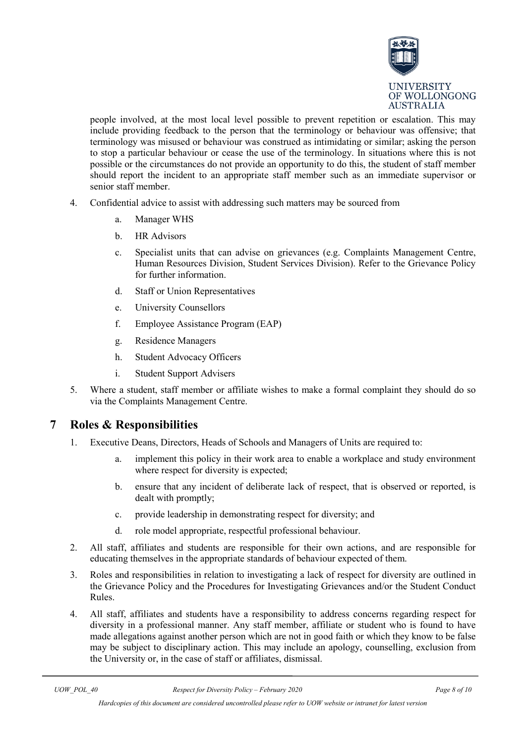people involved, at the most local level possible to prevent repetition or escalation. This may include providing feedback to the person that the terminology or behaviour was offensive; that terminology was misused or behaviour was construed as intimidating or similar; asking the person to stop a particular behaviour or cease the use of the terminology. In situations where this is not possible or the circumstances do not provide an opportunity to do this, the student of staff member should report the incident to an appropriate staff member such as an immediate supervisor or senior staff member.

4. Confidential advice to assist with addressing such matters may be sourced from
   a. Manager WHS
   b. HR Advisors
   c. Specialist units that can advise on grievances (e.g. Complaints Management Centre, Human Resources Division, Student Services Division). Refer to the Grievance Policy for further information.
   d. Staff or Union Representatives
   e. University Counsellors
   f. Employee Assistance Program (EAP)
   g. Residence Managers
   h. Student Advocacy Officers
   i. Student Support Advisers

5. Where a student, staff member or affiliate wishes to make a formal complaint they should do so via the Complaints Management Centre.

# 7 Roles & Responsibilities

1. Executive Deans, Directors, Heads of Schools and Managers of Units are required to:
   a. implement this policy in their work area to enable a workplace and study environment where respect for diversity is expected;
   b. ensure that any incident of deliberate lack of respect, that is observed or reported, is dealt with promptly;
   c. provide leadership in demonstrating respect for diversity; and
   d. role model appropriate, respectful professional behaviour.

2. All staff, affiliates and students are responsible for their own actions, and are responsible for educating themselves in the appropriate standards of behaviour expected of them.

3. Roles and responsibilities in relation to investigating a lack of respect for diversity are outlined in the Grievance Policy and the Procedures for Investigating Grievances and/or the Student Conduct Rules.

4. All staff, affiliates and students have a responsibility to address concerns regarding respect for diversity in a professional manner. Any staff member, affiliate or student who is found to have made allegations against another person which are not in good faith or which they know to be false may be subject to disciplinary action. This may include an apology, counselling, exclusion from the University or, in the case of staff or affiliates, dismissal.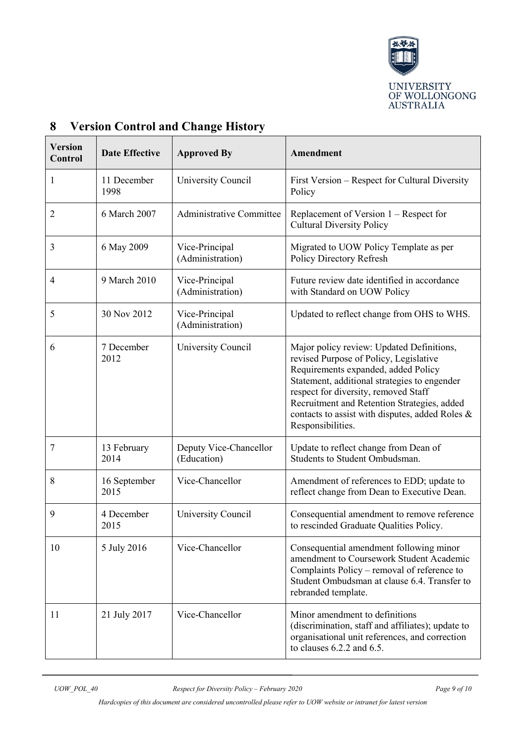## 8 Version Control and Change History

| Version Control | Date Effective | Approved By | Amendment |
|---|---|---|---|
| 1 | 11 December 1998 | University Council | First Version – Respect for Cultural Diversity Policy |
| 2 | 6 March 2007 | Administrative Committee | Replacement of Version 1 – Respect for Cultural Diversity Policy |
| 3 | 6 May 2009 | Vice-Principal (Administration) | Migrated to UOW Policy Template as per Policy Directory Refresh |
| 4 | 9 March 2010 | Vice-Principal (Administration) | Future review date identified in accordance with Standard on UOW Policy |
| 5 | 30 Nov 2012 | Vice-Principal (Administration) | Updated to reflect change from OHS to WHS. |
| 6 | 7 December 2012 | University Council | Major policy review: Updated Definitions, revised Purpose of Policy, Legislative Requirements expanded, added Policy Statement, additional strategies to engender respect for diversity, removed Staff Recruitment and Retention Strategies, added contacts to assist with disputes, added Roles & Responsibilities. |
| 7 | 13 February 2014 | Deputy Vice-Chancellor (Education) | Update to reflect change from Dean of Students to Student Ombudsman. |
| 8 | 16 September 2015 | Vice-Chancellor | Amendment of references to EDD; update to reflect change from Dean to Executive Dean. |
| 9 | 4 December 2015 | University Council | Consequential amendment to remove reference to rescinded Graduate Qualities Policy. |
| 10 | 5 July 2016 | Vice-Chancellor | Consequential amendment following minor amendment to Coursework Student Academic Complaints Policy – removal of reference to Student Ombudsman at clause 6.4. Transfer to rebranded template. |
| 11 | 21 July 2017 | Vice-Chancellor | Minor amendment to definitions (discrimination, staff and affiliates); update to organisational unit references, and correction to clauses 6.2.2 and 6.5. |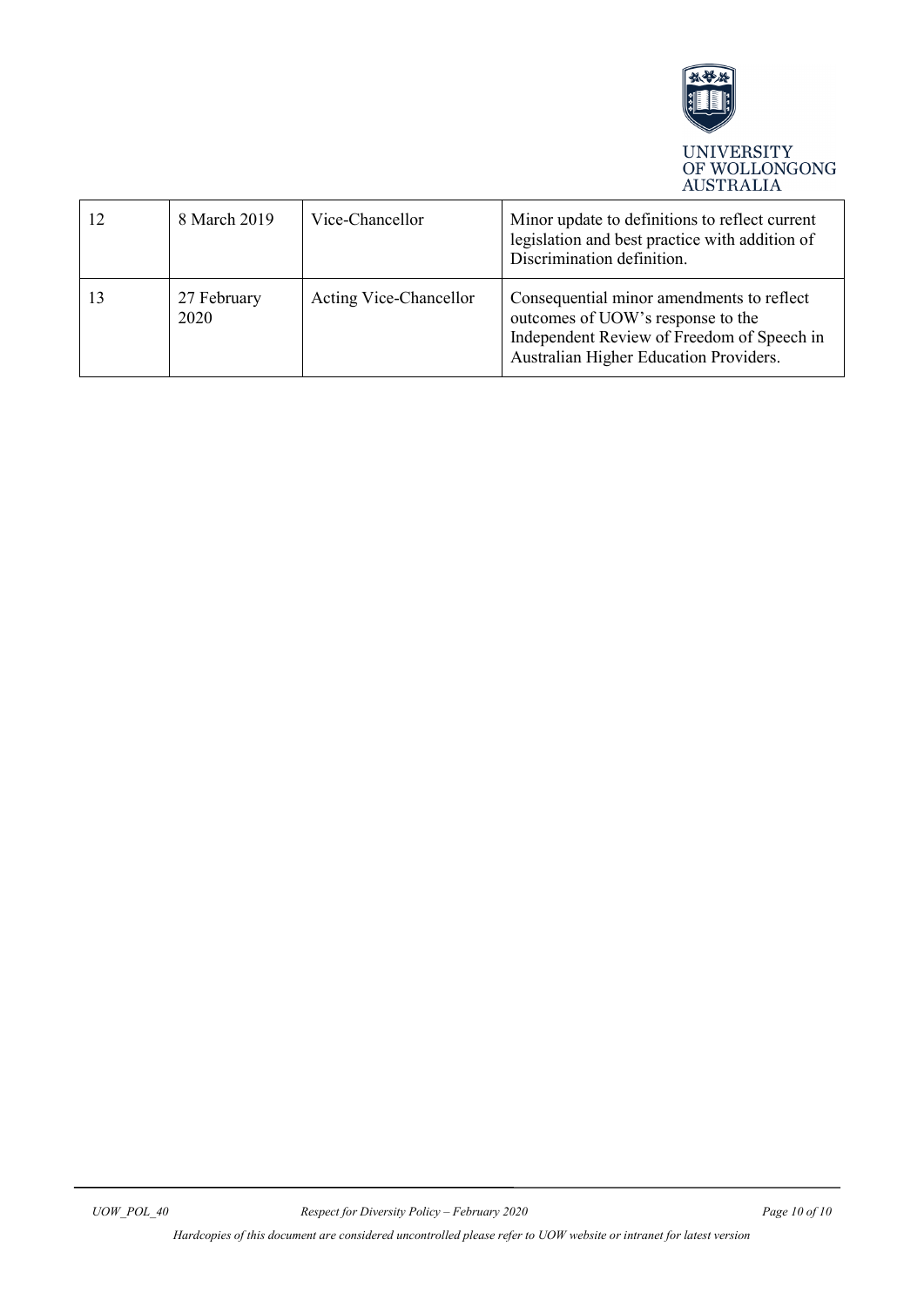| | | | |
|---|---|---|---|
| 12 | 8 March 2019 | Vice-Chancellor | Minor update to definitions to reflect current legislation and best practice with addition of Discrimination definition. |
| 13 | 27 February 2020 | Acting Vice-Chancellor | Consequential minor amendments to reflect outcomes of UOW's response to the Independent Review of Freedom of Speech in Australian Higher Education Providers. |